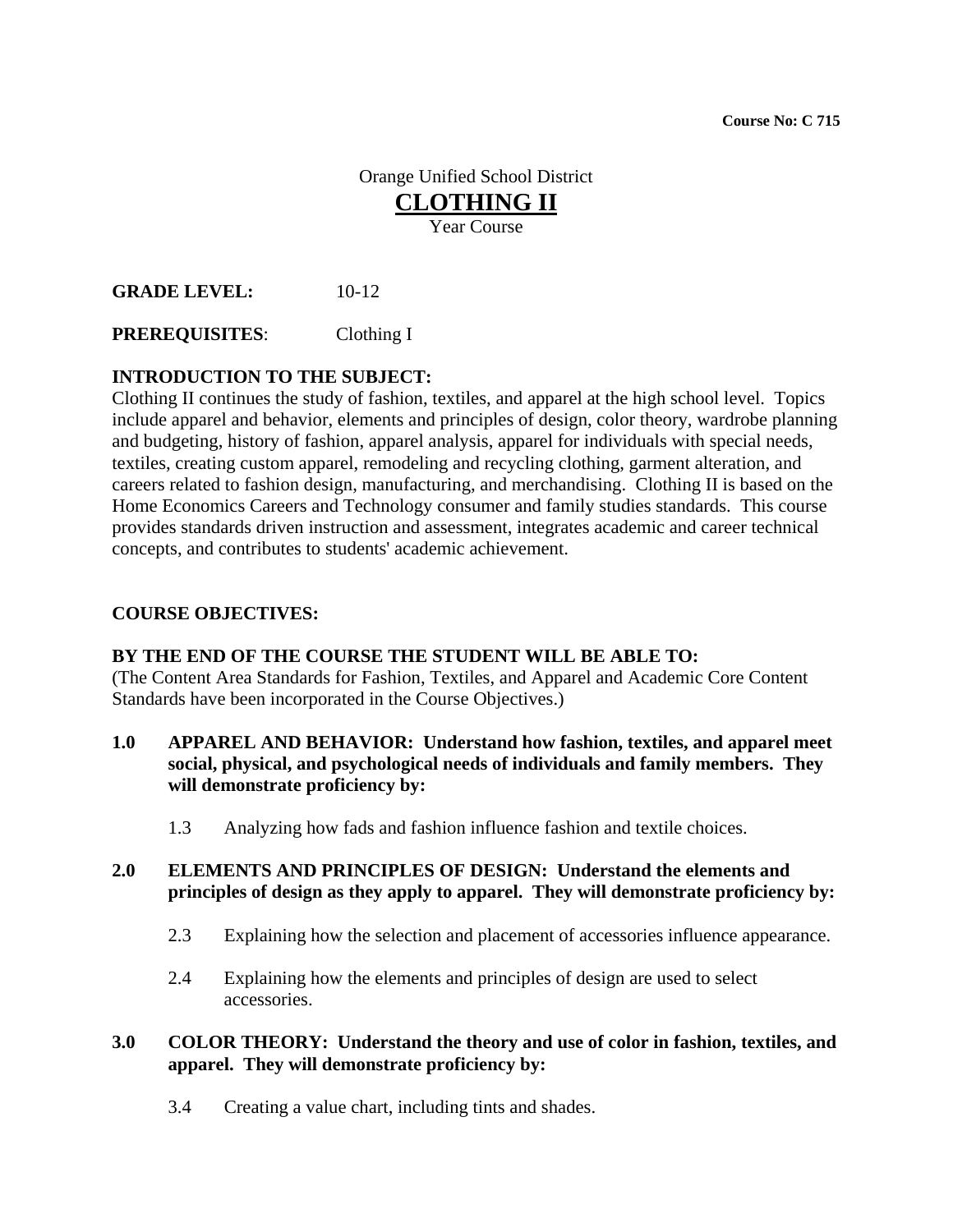**Course No: C 715**

Orange Unified School District

# CLOTHING II

Year Course

**GRADE LEVEL:** 10-12

**PREREQUISITES**: Clothing I

**INTRODUCTION TO THE SUBJECT:**

Clothing II continues the study of fashion, textiles, and apparel at the high school level. Topics include apparel and behavior, elements and principles of design, color theory, wardrobe planning and budgeting, history of fashion, apparel analysis, apparel for individuals with special needs, textiles, creating custom apparel, remodeling and recycling clothing, garment alteration, and careers related to fashion design, manufacturing, and merchandising. Clothing II is based on the Home Economics Careers and Technology consumer and family studies standards. This course provides standards driven instruction and assessment, integrates academic and career technical concepts, and contributes to students' academic achievement.

**COURSE OBJECTIVES:**

**BY THE END OF THE COURSE THE STUDENT WILL BE ABLE TO:**

(The Content Area Standards for Fashion, Textiles, and Apparel and Academic Core Content Standards have been incorporated in the Course Objectives.)

**1.0 APPAREL AND BEHAVIOR: Understand how fashion, textiles, and apparel meet social, physical, and psychological needs of individuals and family members. They will demonstrate proficiency by:**

1.3 Analyzing how fads and fashion influence fashion and textile choices.

**2.0 ELEMENTS AND PRINCIPLES OF DESIGN: Understand the elements and principles of design as they apply to apparel. They will demonstrate proficiency by:**

2.3 Explaining how the selection and placement of accessories influence appearance.

2.4 Explaining how the elements and principles of design are used to select accessories.

**3.0 COLOR THEORY: Understand the theory and use of color in fashion, textiles, and apparel. They will demonstrate proficiency by:**

3.4 Creating a value chart, including tints and shades.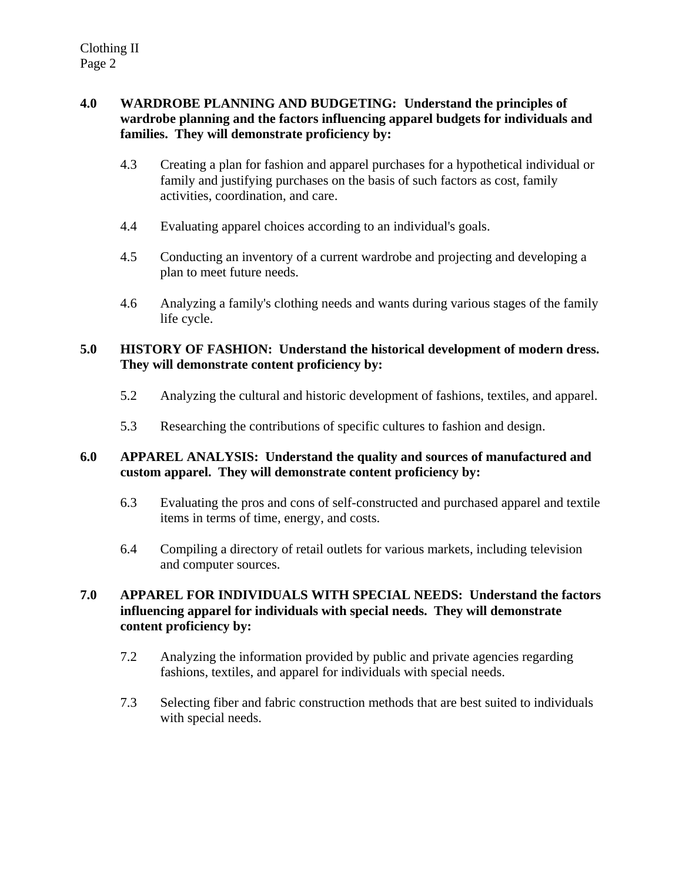**4.0 WARDROBE PLANNING AND BUDGETING: Understand the principles of wardrobe planning and the factors influencing apparel budgets for individuals and families. They will demonstrate proficiency by:**

4.3 Creating a plan for fashion and apparel purchases for a hypothetical individual or family and justifying purchases on the basis of such factors as cost, family activities, coordination, and care.

4.4 Evaluating apparel choices according to an individual's goals.

4.5 Conducting an inventory of a current wardrobe and projecting and developing a plan to meet future needs.

4.6 Analyzing a family's clothing needs and wants during various stages of the family life cycle.

**5.0 HISTORY OF FASHION: Understand the historical development of modern dress. They will demonstrate content proficiency by:**

5.2 Analyzing the cultural and historic development of fashions, textiles, and apparel.

5.3 Researching the contributions of specific cultures to fashion and design.

**6.0 APPAREL ANALYSIS: Understand the quality and sources of manufactured and custom apparel. They will demonstrate content proficiency by:**

6.3 Evaluating the pros and cons of self-constructed and purchased apparel and textile items in terms of time, energy, and costs.

6.4 Compiling a directory of retail outlets for various markets, including television and computer sources.

**7.0 APPAREL FOR INDIVIDUALS WITH SPECIAL NEEDS: Understand the factors influencing apparel for individuals with special needs. They will demonstrate content proficiency by:**

7.2 Analyzing the information provided by public and private agencies regarding fashions, textiles, and apparel for individuals with special needs.

7.3 Selecting fiber and fabric construction methods that are best suited to individuals with special needs.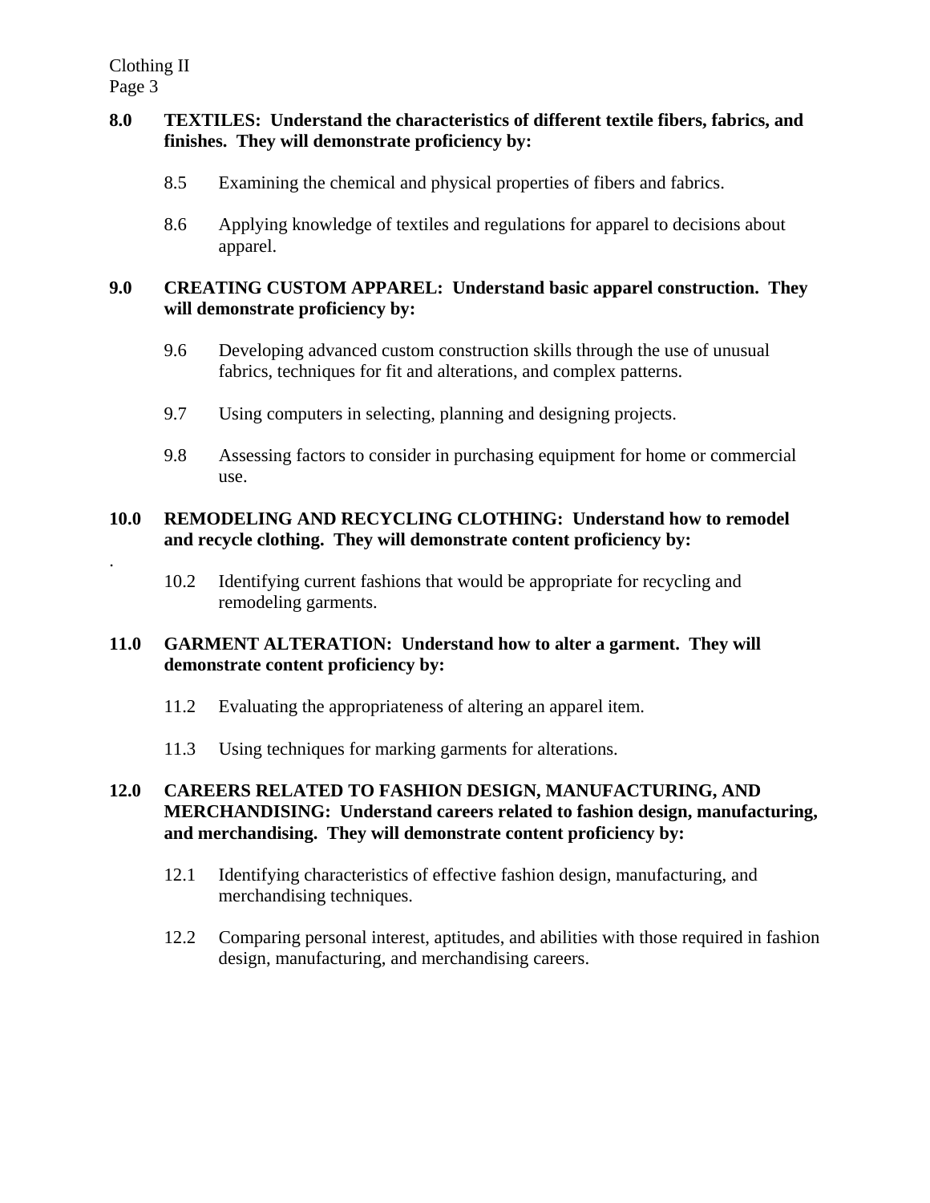**8.0 TEXTILES: Understand the characteristics of different textile fibers, fabrics, and finishes. They will demonstrate proficiency by:**

8.5 Examining the chemical and physical properties of fibers and fabrics.

8.6 Applying knowledge of textiles and regulations for apparel to decisions about apparel.

**9.0 CREATING CUSTOM APPAREL: Understand basic apparel construction. They will demonstrate proficiency by:**

9.6 Developing advanced custom construction skills through the use of unusual fabrics, techniques for fit and alterations, and complex patterns.

9.7 Using computers in selecting, planning and designing projects.

9.8 Assessing factors to consider in purchasing equipment for home or commercial use.

**10.0 REMODELING AND RECYCLING CLOTHING: Understand how to remodel and recycle clothing. They will demonstrate content proficiency by:**

.

10.2 Identifying current fashions that would be appropriate for recycling and remodeling garments.

**11.0 GARMENT ALTERATION: Understand how to alter a garment. They will demonstrate content proficiency by:**

11.2 Evaluating the appropriateness of altering an apparel item.

11.3 Using techniques for marking garments for alterations.

**12.0 CAREERS RELATED TO FASHION DESIGN, MANUFACTURING, AND MERCHANDISING: Understand careers related to fashion design, manufacturing, and merchandising. They will demonstrate content proficiency by:**

12.1 Identifying characteristics of effective fashion design, manufacturing, and merchandising techniques.

12.2 Comparing personal interest, aptitudes, and abilities with those required in fashion design, manufacturing, and merchandising careers.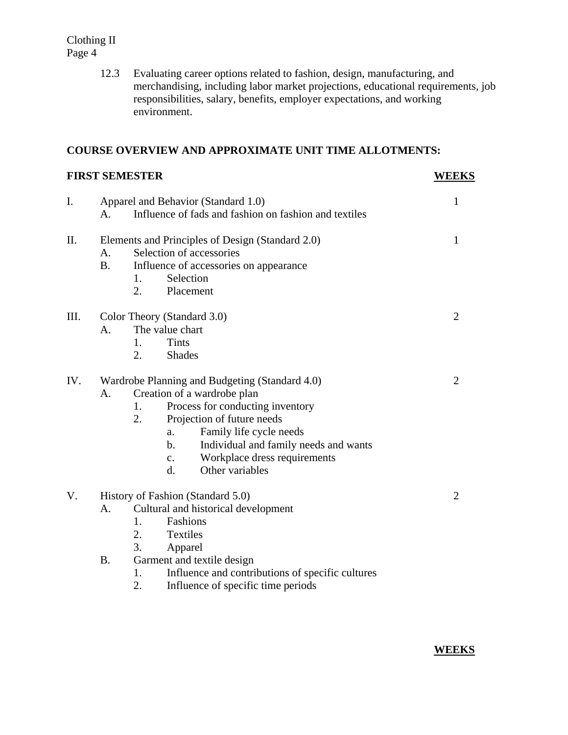12.3 Evaluating career options related to fashion, design, manufacturing, and merchandising, including labor market projections, educational requirements, job responsibilities, salary, benefits, employer expectations, and working environment.

**COURSE OVERVIEW AND APPROXIMATE UNIT TIME ALLOTMENTS:**

| **FIRST SEMESTER** | **WEEKS** |
|---|---|
| I. Apparel and Behavior (Standard 1.0) | 1 |
| II. Elements and Principles of Design (Standard 2.0) | 1 |
| III. Color Theory (Standard 3.0) | 2 |
| IV. Wardrobe Planning and Budgeting (Standard 4.0) | 2 |
| V. History of Fashion (Standard 5.0) | 2 |

I. Apparel and Behavior (Standard 1.0) — 1
   - A. Influence of fads and fashion on fashion and textiles

II. Elements and Principles of Design (Standard 2.0) — 1
   - A. Selection of accessories
   - B. Influence of accessories on appearance
     1. Selection
     2. Placement

III. Color Theory (Standard 3.0) — 2
   - A. The value chart
     1. Tints
     2. Shades

IV. Wardrobe Planning and Budgeting (Standard 4.0) — 2
   - A. Creation of a wardrobe plan
     1. Process for conducting inventory
     2. Projection of future needs
        - a. Family life cycle needs
        - b. Individual and family needs and wants
        - c. Workplace dress requirements
        - d. Other variables

V. History of Fashion (Standard 5.0) — 2
   - A. Cultural and historical development
     1. Fashions
     2. Textiles
     3. Apparel
   - B. Garment and textile design
     1. Influence and contributions of specific cultures
     2. Influence of specific time periods

**WEEKS**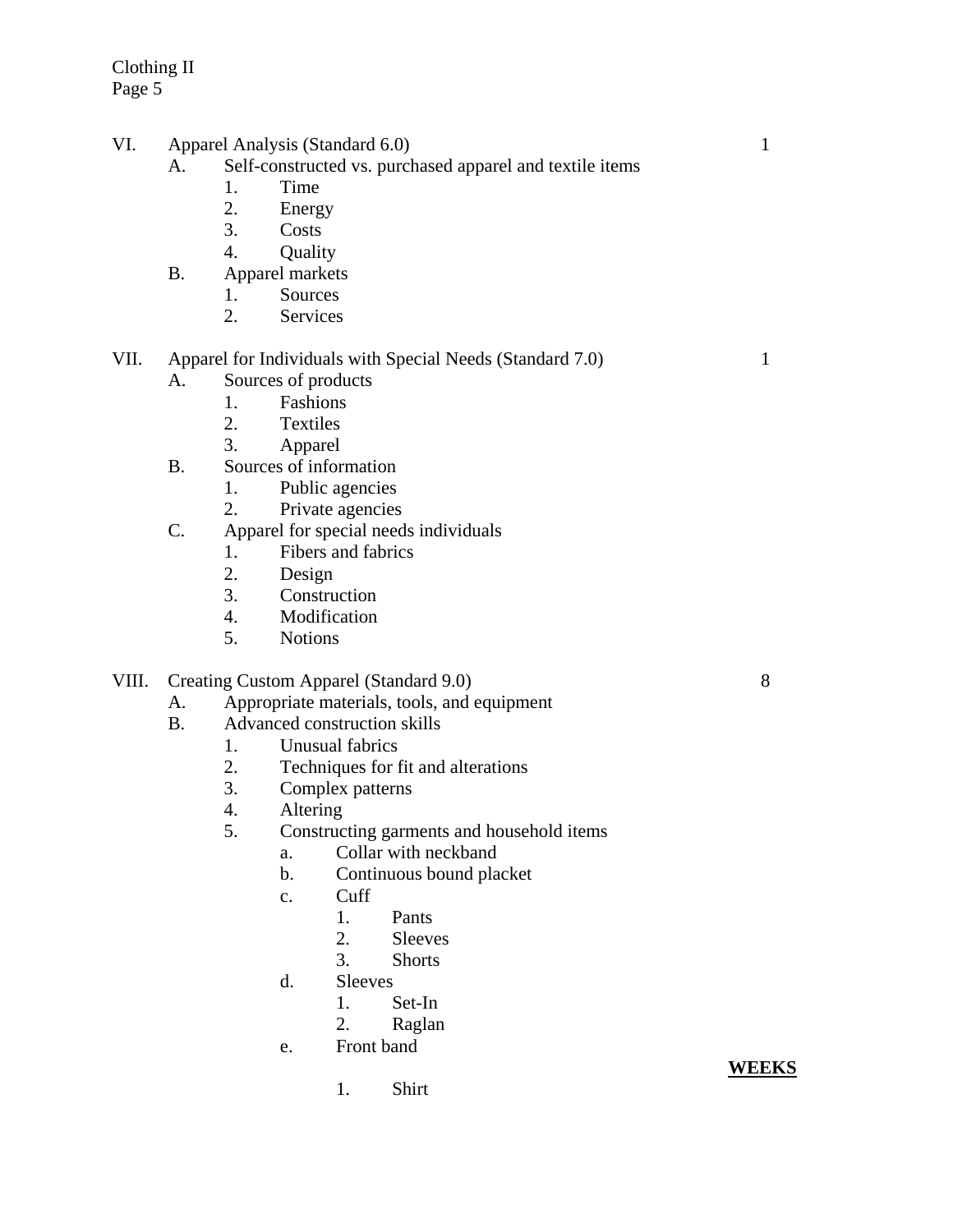VI. Apparel Analysis (Standard 6.0) — 1

- A. Self-constructed vs. purchased apparel and textile items
  1. Time
  2. Energy
  3. Costs
  4. Quality
- B. Apparel markets
  1. Sources
  2. Services

VII. Apparel for Individuals with Special Needs (Standard 7.0) — 1

- A. Sources of products
  1. Fashions
  2. Textiles
  3. Apparel
- B. Sources of information
  1. Public agencies
  2. Private agencies
- C. Apparel for special needs individuals
  1. Fibers and fabrics
  2. Design
  3. Construction
  4. Modification
  5. Notions

VIII. Creating Custom Apparel (Standard 9.0) — 8

- A. Appropriate materials, tools, and equipment
- B. Advanced construction skills
  1. Unusual fabrics
  2. Techniques for fit and alterations
  3. Complex patterns
  4. Altering
  5. Constructing garments and household items
     - a. Collar with neckband
     - b. Continuous bound placket
     - c. Cuff
       1. Pants
       2. Sleeves
       3. Shorts
     - d. Sleeves
       1. Set-In
       2. Raglan
     - e. Front band
       1. Shirt

**WEEKS**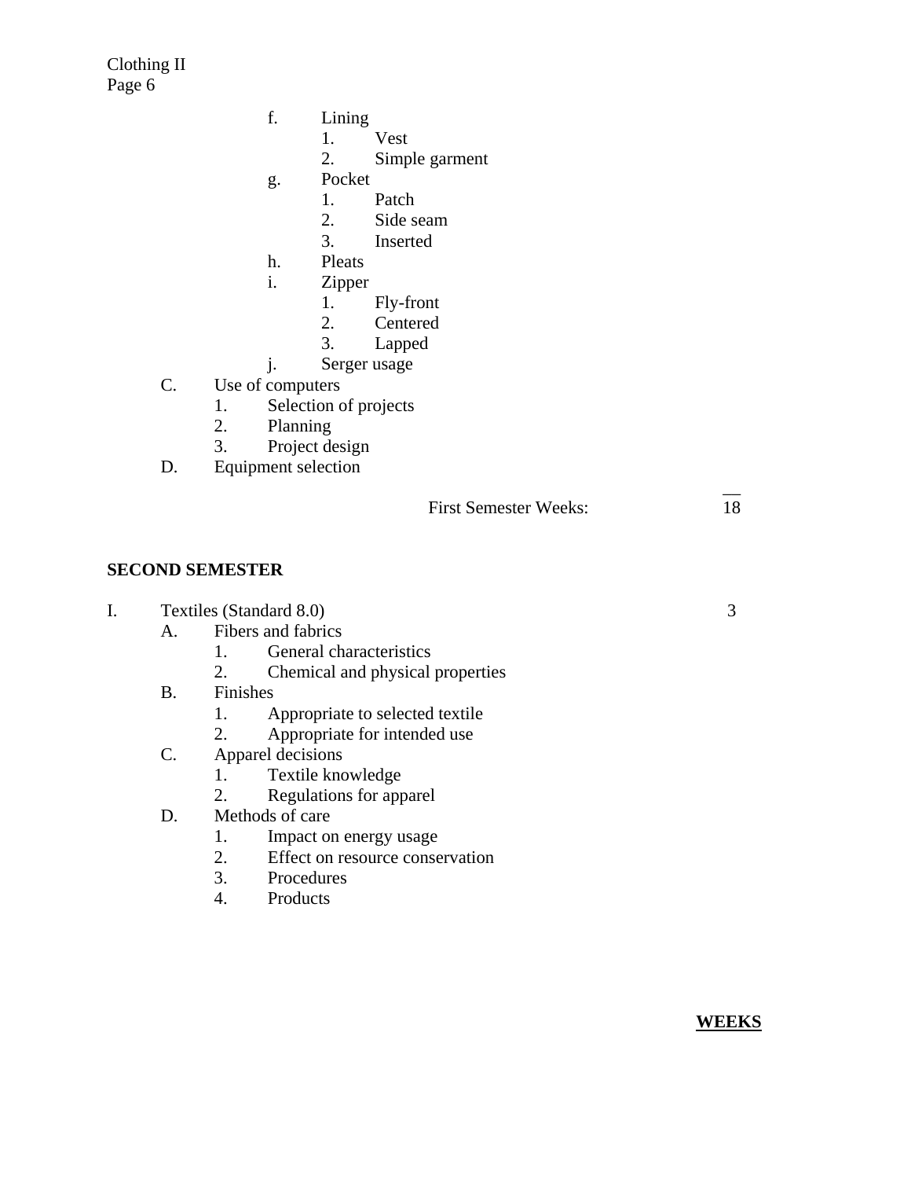f. Lining
   1. Vest
   2. Simple garment

g. Pocket
   1. Patch
   2. Side seam
   3. Inserted

h. Pleats

i. Zipper
   1. Fly-front
   2. Centered
   3. Lapped

j. Serger usage

C. Use of computers
   1. Selection of projects
   2. Planning
   3. Project design

D. Equipment selection

First Semester Weeks: 18

**SECOND SEMESTER**

I. Textiles (Standard 8.0) — 3

A. Fibers and fabrics
   1. General characteristics
   2. Chemical and physical properties

B. Finishes
   1. Appropriate to selected textile
   2. Appropriate for intended use

C. Apparel decisions
   1. Textile knowledge
   2. Regulations for apparel

D. Methods of care
   1. Impact on energy usage
   2. Effect on resource conservation
   3. Procedures
   4. Products

**WEEKS**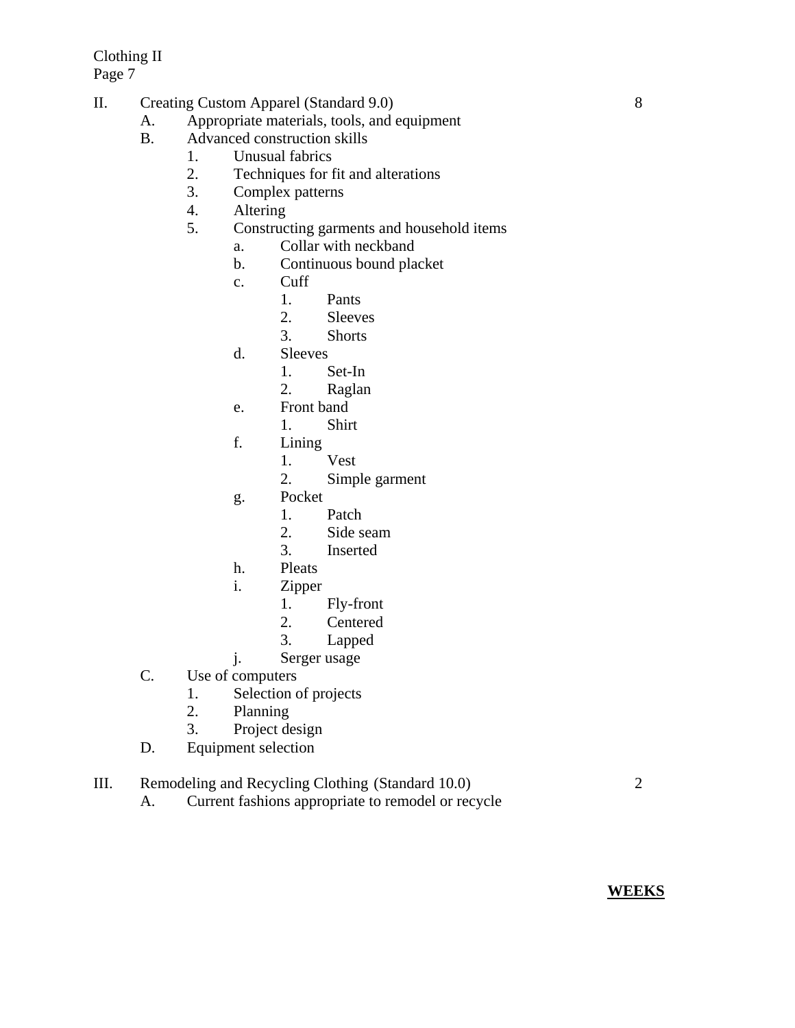II. Creating Custom Apparel (Standard 9.0) — 8

- A. Appropriate materials, tools, and equipment
- B. Advanced construction skills
  1. Unusual fabrics
  2. Techniques for fit and alterations
  3. Complex patterns
  4. Altering
  5. Constructing garments and household items
     - a. Collar with neckband
     - b. Continuous bound placket
     - c. Cuff
       1. Pants
       2. Sleeves
       3. Shorts
     - d. Sleeves
       1. Set-In
       2. Raglan
     - e. Front band
       1. Shirt
     - f. Lining
       1. Vest
       2. Simple garment
     - g. Pocket
       1. Patch
       2. Side seam
       3. Inserted
     - h. Pleats
     - i. Zipper
       1. Fly-front
       2. Centered
       3. Lapped
     - j. Serger usage
- C. Use of computers
  1. Selection of projects
  2. Planning
  3. Project design
- D. Equipment selection

III. Remodeling and Recycling Clothing (Standard 10.0) — 2

- A. Current fashions appropriate to remodel or recycle

**WEEKS**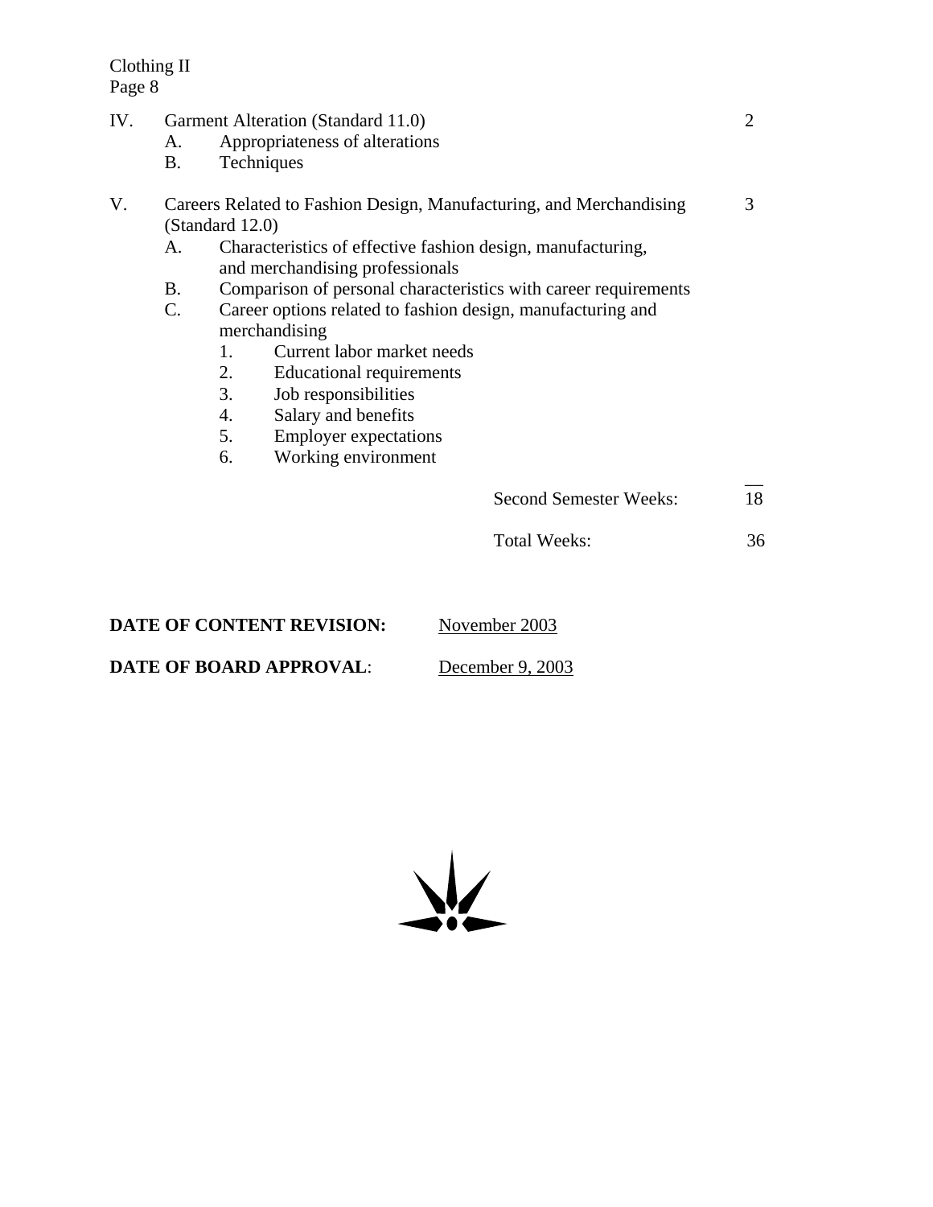IV. Garment Alteration (Standard 11.0) 2
   - A. Appropriateness of alterations
   - B. Techniques

V. Careers Related to Fashion Design, Manufacturing, and Merchandising (Standard 12.0) 3
   - A. Characteristics of effective fashion design, manufacturing, and merchandising professionals
   - B. Comparison of personal characteristics with career requirements
   - C. Career options related to fashion design, manufacturing and merchandising
      1. Current labor market needs
      2. Educational requirements
      3. Job responsibilities
      4. Salary and benefits
      5. Employer expectations
      6. Working environment

| | |
|---|---|
| Second Semester Weeks: | 18 |
| Total Weeks: | 36 |

**DATE OF CONTENT REVISION:** November 2003

**DATE OF BOARD APPROVAL**: December 9, 2003